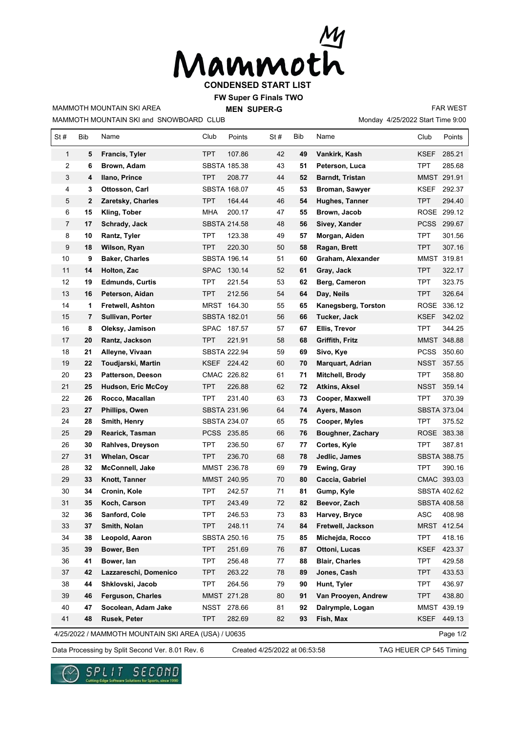# Mammoth

## CONDENSED START LIST

**FW Super G Finals TWO**

**MEN SUPER-G**

MAMMOTH MOUNTAIN SKI AREA

MAMMOTH MOUNTAIN SKI and SNOWBOARD CLUB

FAR WEST

Monday 4/25/2022 Start Time 9:00

| St # | Bib | Name | Club | Points | St # | Bib | Name | Club | Points |
|---|---|---|---|---|---|---|---|---|---|
| 1 | **5** | **Francis, Tyler** | TPT | 107.86 | 42 | **49** | **Vankirk, Kash** | KSEF | 285.21 |
| 2 | **6** | **Brown, Adam** | SBSTA | 185.38 | 43 | **51** | **Peterson, Luca** | TPT | 285.68 |
| 3 | **4** | **Ilano, Prince** | TPT | 208.77 | 44 | **52** | **Barndt, Tristan** | MMST | 291.91 |
| 4 | **3** | **Ottosson, Carl** | SBSTA | 168.07 | 45 | **53** | **Broman, Sawyer** | KSEF | 292.37 |
| 5 | **2** | **Zaretsky, Charles** | TPT | 164.44 | 46 | **54** | **Hughes, Tanner** | TPT | 294.40 |
| 6 | **15** | **Kling, Tober** | MHA | 200.17 | 47 | **55** | **Brown, Jacob** | ROSE | 299.12 |
| 7 | **17** | **Schrady, Jack** | SBSTA | 214.58 | 48 | **56** | **Sivey, Xander** | PCSS | 299.67 |
| 8 | **10** | **Rantz, Tyler** | TPT | 123.38 | 49 | **57** | **Morgan, Aiden** | TPT | 301.56 |
| 9 | **18** | **Wilson, Ryan** | TPT | 220.30 | 50 | **58** | **Ragan, Brett** | TPT | 307.16 |
| 10 | **9** | **Baker, Charles** | SBSTA | 196.14 | 51 | **60** | **Graham, Alexander** | MMST | 319.81 |
| 11 | **14** | **Holton, Zac** | SPAC | 130.14 | 52 | **61** | **Gray, Jack** | TPT | 322.17 |
| 12 | **19** | **Edmunds, Curtis** | TPT | 221.54 | 53 | **62** | **Berg, Cameron** | TPT | 323.75 |
| 13 | **16** | **Peterson, Aidan** | TPT | 212.56 | 54 | **64** | **Day, Neils** | TPT | 326.64 |
| 14 | **1** | **Fretwell, Ashton** | MRST | 164.30 | 55 | **65** | **Kanegsberg, Torston** | ROSE | 336.12 |
| 15 | **7** | **Sullivan, Porter** | SBSTA | 182.01 | 56 | **66** | **Tucker, Jack** | KSEF | 342.02 |
| 16 | **8** | **Oleksy, Jamison** | SPAC | 187.57 | 57 | **67** | **Ellis, Trevor** | TPT | 344.25 |
| 17 | **20** | **Rantz, Jackson** | TPT | 221.91 | 58 | **68** | **Griffith, Fritz** | MMST | 348.88 |
| 18 | **21** | **Alleyne, Vivaan** | SBSTA | 222.94 | 59 | **69** | **Sivo, Kye** | PCSS | 350.60 |
| 19 | **22** | **Toudjarski, Martin** | KSEF | 224.42 | 60 | **70** | **Marquart, Adrian** | NSST | 357.55 |
| 20 | **23** | **Patterson, Deeson** | CMAC | 226.82 | 61 | **71** | **Mitchell, Brody** | TPT | 358.80 |
| 21 | **25** | **Hudson, Eric McCoy** | TPT | 226.88 | 62 | **72** | **Atkins, Aksel** | NSST | 359.14 |
| 22 | **26** | **Rocco, Macallan** | TPT | 231.40 | 63 | **73** | **Cooper, Maxwell** | TPT | 370.39 |
| 23 | **27** | **Phillips, Owen** | SBSTA | 231.96 | 64 | **74** | **Ayers, Mason** | SBSTA | 373.04 |
| 24 | **28** | **Smith, Henry** | SBSTA | 234.07 | 65 | **75** | **Cooper, Myles** | TPT | 375.52 |
| 25 | **29** | **Rearick, Tasman** | PCSS | 235.85 | 66 | **76** | **Boughner, Zachary** | ROSE | 383.38 |
| 26 | **30** | **Rahlves, Dreyson** | TPT | 236.50 | 67 | **77** | **Cortes, Kyle** | TPT | 387.81 |
| 27 | **31** | **Whelan, Oscar** | TPT | 236.70 | 68 | **78** | **Jedlic, James** | SBSTA | 388.75 |
| 28 | **32** | **McConnell, Jake** | MMST | 236.78 | 69 | **79** | **Ewing, Gray** | TPT | 390.16 |
| 29 | **33** | **Knott, Tanner** | MMST | 240.95 | 70 | **80** | **Caccia, Gabriel** | CMAC | 393.03 |
| 30 | **34** | **Cronin, Kole** | TPT | 242.57 | 71 | **81** | **Gump, Kyle** | SBSTA | 402.62 |
| 31 | **35** | **Koch, Carson** | TPT | 243.49 | 72 | **82** | **Beevor, Zach** | SBSTA | 408.58 |
| 32 | **36** | **Sanford, Cole** | TPT | 246.53 | 73 | **83** | **Harvey, Bryce** | ASC | 408.98 |
| 33 | **37** | **Smith, Nolan** | TPT | 248.11 | 74 | **84** | **Fretwell, Jackson** | MRST | 412.54 |
| 34 | **38** | **Leopold, Aaron** | SBSTA | 250.16 | 75 | **85** | **Michejda, Rocco** | TPT | 418.16 |
| 35 | **39** | **Bower, Ben** | TPT | 251.69 | 76 | **87** | **Ottoni, Lucas** | KSEF | 423.37 |
| 36 | **41** | **Bower, Ian** | TPT | 256.48 | 77 | **88** | **Blair, Charles** | TPT | 429.58 |
| 37 | **42** | **Lazzareschi, Domenico** | TPT | 263.22 | 78 | **89** | **Jones, Cash** | TPT | 433.53 |
| 38 | **44** | **Shklovski, Jacob** | TPT | 264.56 | 79 | **90** | **Hunt, Tyler** | TPT | 436.97 |
| 39 | **46** | **Ferguson, Charles** | MMST | 271.28 | 80 | **91** | **Van Prooyen, Andrew** | TPT | 438.80 |
| 40 | **47** | **Socolean, Adam Jake** | NSST | 278.66 | 81 | **92** | **Dalrymple, Logan** | MMST | 439.19 |
| 41 | **48** | **Rusek, Peter** | TPT | 282.69 | 82 | **93** | **Fish, Max** | KSEF | 449.13 |

4/25/2022 / MAMMOTH MOUNTAIN SKI AREA (USA) / U0635

Data Processing by Split Second Ver. 8.01 Rev. 6 Created 4/25/2022 at 06:53:58 TAG HEUER CP 545 Timing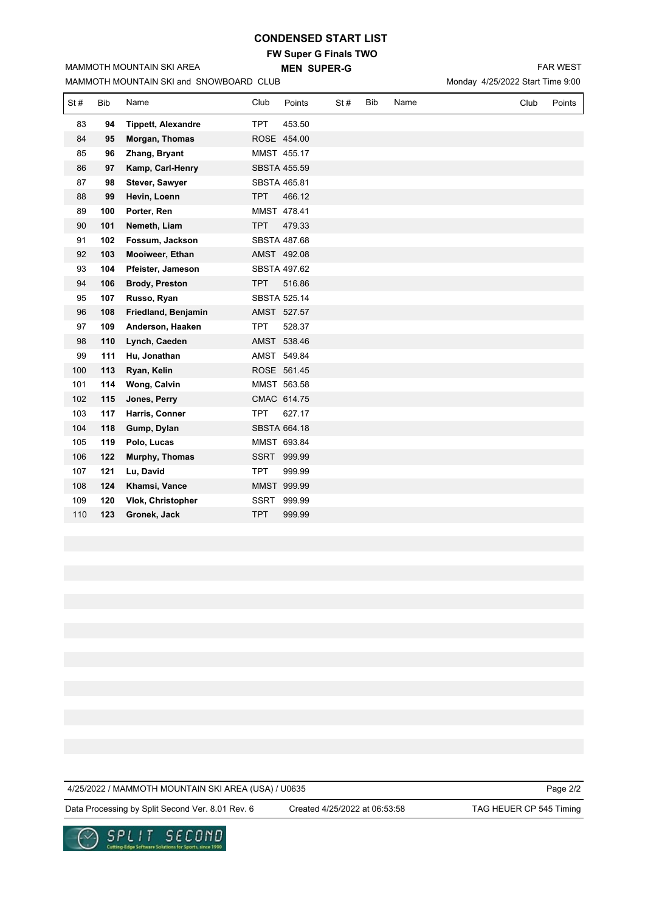# CONDENSED START LIST

## FW Super G Finals TWO

### MEN SUPER-G

MAMMOTH MOUNTAIN SKI AREA

MAMMOTH MOUNTAIN SKI and SNOWBOARD CLUB

FAR WEST

Monday 4/25/2022 Start Time 9:00

| St # | Bib | Name | Club | Points | St # | Bib | Name | Club | Points |
|---|---|---|---|---|---|---|---|---|---|
| 83 | **94** | **Tippett, Alexandre** | TPT | 453.50 | | | | | |
| 84 | **95** | **Morgan, Thomas** | ROSE | 454.00 | | | | | |
| 85 | **96** | **Zhang, Bryant** | MMST | 455.17 | | | | | |
| 86 | **97** | **Kamp, Carl-Henry** | SBSTA | 455.59 | | | | | |
| 87 | **98** | **Stever, Sawyer** | SBSTA | 465.81 | | | | | |
| 88 | **99** | **Hevin, Loenn** | TPT | 466.12 | | | | | |
| 89 | **100** | **Porter, Ren** | MMST | 478.41 | | | | | |
| 90 | **101** | **Nemeth, Liam** | TPT | 479.33 | | | | | |
| 91 | **102** | **Fossum, Jackson** | SBSTA | 487.68 | | | | | |
| 92 | **103** | **Mooiweer, Ethan** | AMST | 492.08 | | | | | |
| 93 | **104** | **Pfeister, Jameson** | SBSTA | 497.62 | | | | | |
| 94 | **106** | **Brody, Preston** | TPT | 516.86 | | | | | |
| 95 | **107** | **Russo, Ryan** | SBSTA | 525.14 | | | | | |
| 96 | **108** | **Friedland, Benjamin** | AMST | 527.57 | | | | | |
| 97 | **109** | **Anderson, Haaken** | TPT | 528.37 | | | | | |
| 98 | **110** | **Lynch, Caeden** | AMST | 538.46 | | | | | |
| 99 | **111** | **Hu, Jonathan** | AMST | 549.84 | | | | | |
| 100 | **113** | **Ryan, Kelin** | ROSE | 561.45 | | | | | |
| 101 | **114** | **Wong, Calvin** | MMST | 563.58 | | | | | |
| 102 | **115** | **Jones, Perry** | CMAC | 614.75 | | | | | |
| 103 | **117** | **Harris, Conner** | TPT | 627.17 | | | | | |
| 104 | **118** | **Gump, Dylan** | SBSTA | 664.18 | | | | | |
| 105 | **119** | **Polo, Lucas** | MMST | 693.84 | | | | | |
| 106 | **122** | **Murphy, Thomas** | SSRT | 999.99 | | | | | |
| 107 | **121** | **Lu, David** | TPT | 999.99 | | | | | |
| 108 | **124** | **Khamsi, Vance** | MMST | 999.99 | | | | | |
| 109 | **120** | **Vlok, Christopher** | SSRT | 999.99 | | | | | |
| 110 | **123** | **Gronek, Jack** | TPT | 999.99 | | | | | |

4/25/2022 / MAMMOTH MOUNTAIN SKI AREA (USA) / U0635

Data Processing by Split Second Ver. 8.01 Rev. 6 Created 4/25/2022 at 06:53:58 TAG HEUER CP 545 Timing